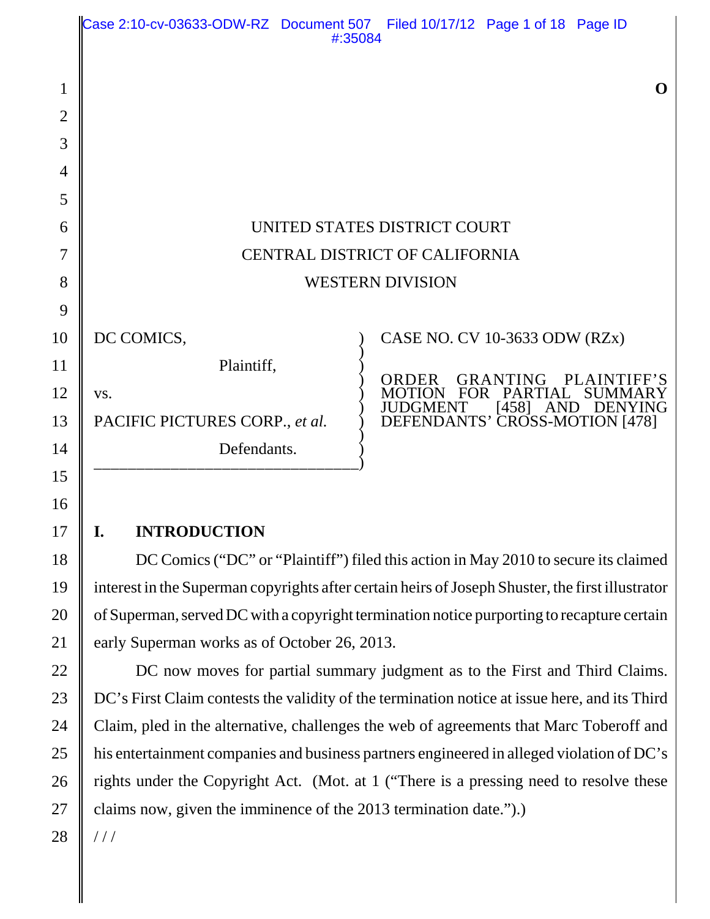O

UNITED STATES DISTRICT COURT

CENTRAL DISTRICT OF CALIFORNIA

WESTERN DIVISION

DC COMICS,

Plaintiff,

vs.

PACIFIC PICTURES CORP., *et al.*

Defendants.

CASE NO. CV 10-3633 ODW (RZx)

ORDER GRANTING PLAINTIFF'S MOTION FOR PARTIAL SUMMARY JUDGMENT [458] AND DENYING DEFENDANTS' CROSS-MOTION [478]

## I. INTRODUCTION

DC Comics ("DC" or "Plaintiff") filed this action in May 2010 to secure its claimed interest in the Superman copyrights after certain heirs of Joseph Shuster, the first illustrator of Superman, served DC with a copyright termination notice purporting to recapture certain early Superman works as of October 26, 2013.

DC now moves for partial summary judgment as to the First and Third Claims. DC's First Claim contests the validity of the termination notice at issue here, and its Third Claim, pled in the alternative, challenges the web of agreements that Marc Toberoff and his entertainment companies and business partners engineered in alleged violation of DC's rights under the Copyright Act. (Mot. at 1 ("There is a pressing need to resolve these claims now, given the imminence of the 2013 termination date.").)

/ / /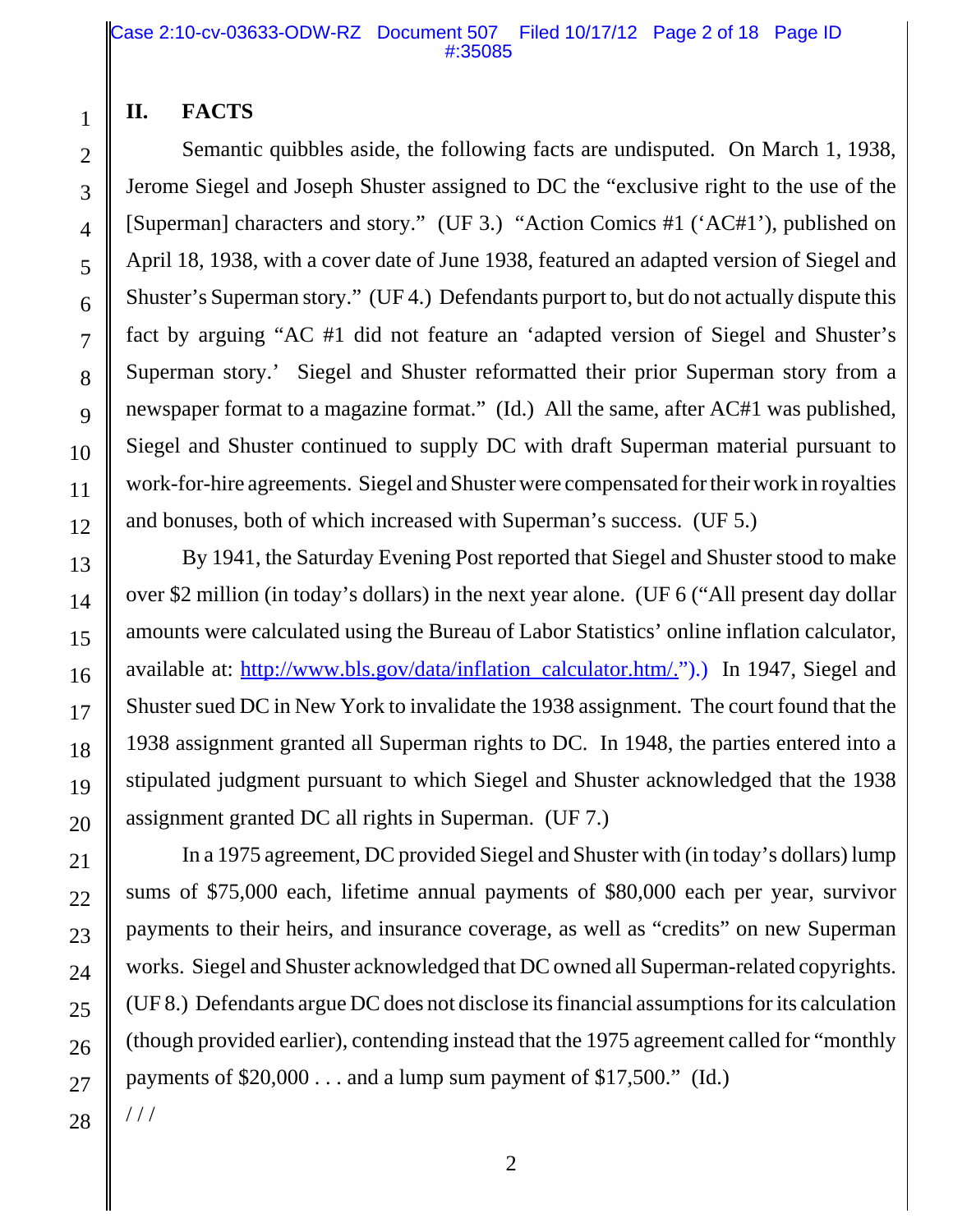## II. FACTS

Semantic quibbles aside, the following facts are undisputed. On March 1, 1938, Jerome Siegel and Joseph Shuster assigned to DC the "exclusive right to the use of the [Superman] characters and story." (UF 3.) "Action Comics #1 ('AC#1'), published on April 18, 1938, with a cover date of June 1938, featured an adapted version of Siegel and Shuster's Superman story." (UF 4.) Defendants purport to, but do not actually dispute this fact by arguing "AC #1 did not feature an 'adapted version of Siegel and Shuster's Superman story.' Siegel and Shuster reformatted their prior Superman story from a newspaper format to a magazine format." (Id.) All the same, after AC#1 was published, Siegel and Shuster continued to supply DC with draft Superman material pursuant to work-for-hire agreements. Siegel and Shuster were compensated for their work in royalties and bonuses, both of which increased with Superman's success. (UF 5.)

By 1941, the Saturday Evening Post reported that Siegel and Shuster stood to make over $2 million (in today's dollars) in the next year alone. (UF 6 ("All present day dollar amounts were calculated using the Bureau of Labor Statistics' online inflation calculator, available at: http://www.bls.gov/data/inflation_calculator.htm/.").) In 1947, Siegel and Shuster sued DC in New York to invalidate the 1938 assignment. The court found that the 1938 assignment granted all Superman rights to DC. In 1948, the parties entered into a stipulated judgment pursuant to which Siegel and Shuster acknowledged that the 1938 assignment granted DC all rights in Superman. (UF 7.)

In a 1975 agreement, DC provided Siegel and Shuster with (in today's dollars) lump sums of $75,000 each, lifetime annual payments of $80,000 each per year, survivor payments to their heirs, and insurance coverage, as well as "credits" on new Superman works. Siegel and Shuster acknowledged that DC owned all Superman-related copyrights. (UF 8.) Defendants argue DC does not disclose its financial assumptions for its calculation (though provided earlier), contending instead that the 1975 agreement called for "monthly payments of $20,000 . . . and a lump sum payment of $17,500." (Id.)

/ / /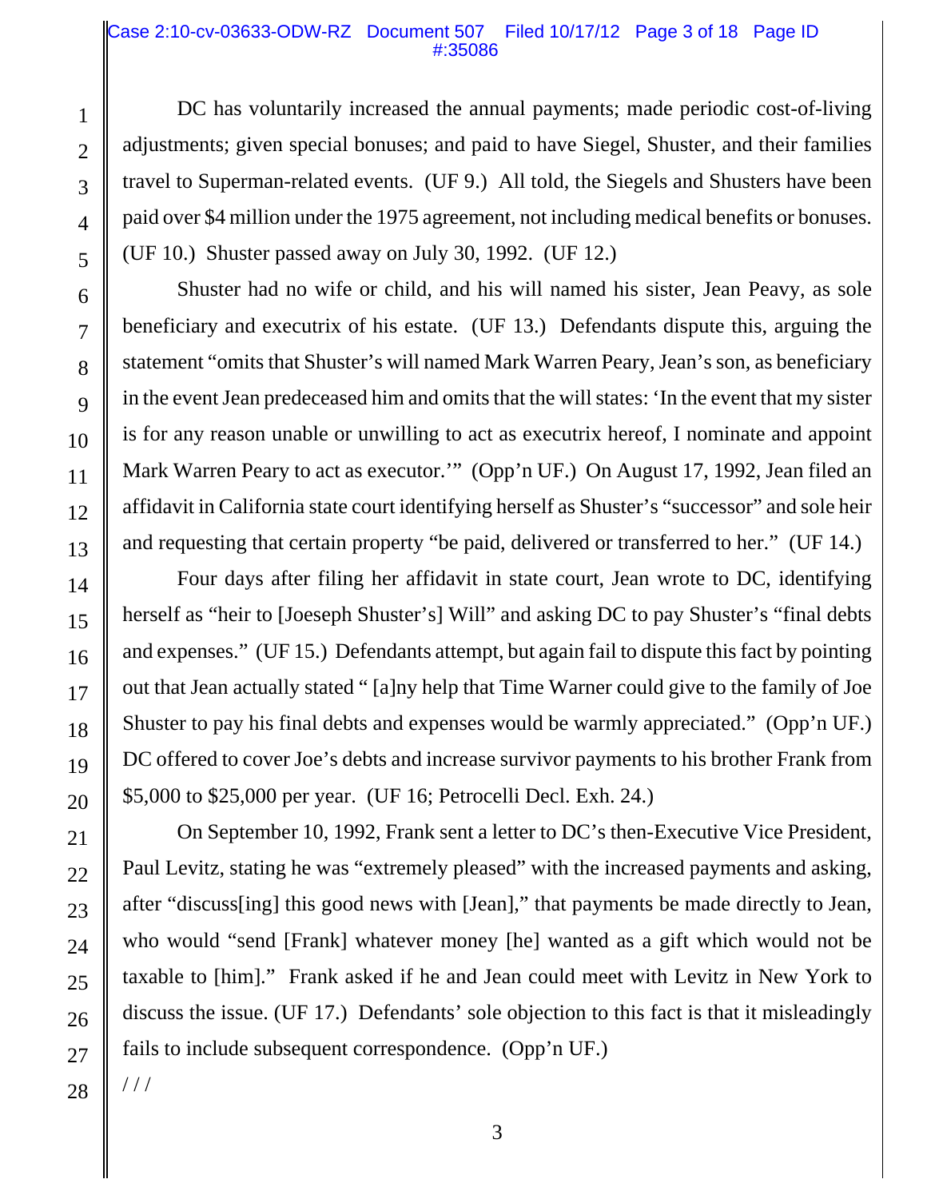DC has voluntarily increased the annual payments; made periodic cost-of-living adjustments; given special bonuses; and paid to have Siegel, Shuster, and their families travel to Superman-related events. (UF 9.) All told, the Siegels and Shusters have been paid over $4 million under the 1975 agreement, not including medical benefits or bonuses. (UF 10.) Shuster passed away on July 30, 1992. (UF 12.)

Shuster had no wife or child, and his will named his sister, Jean Peavy, as sole beneficiary and executrix of his estate. (UF 13.) Defendants dispute this, arguing the statement "omits that Shuster's will named Mark Warren Peary, Jean's son, as beneficiary in the event Jean predeceased him and omits that the will states: 'In the event that my sister is for any reason unable or unwilling to act as executrix hereof, I nominate and appoint Mark Warren Peary to act as executor.'" (Opp'n UF.) On August 17, 1992, Jean filed an affidavit in California state court identifying herself as Shuster's "successor" and sole heir and requesting that certain property "be paid, delivered or transferred to her." (UF 14.)

Four days after filing her affidavit in state court, Jean wrote to DC, identifying herself as "heir to [Joeseph Shuster's] Will" and asking DC to pay Shuster's "final debts and expenses." (UF 15.) Defendants attempt, but again fail to dispute this fact by pointing out that Jean actually stated " [a]ny help that Time Warner could give to the family of Joe Shuster to pay his final debts and expenses would be warmly appreciated." (Opp'n UF.) DC offered to cover Joe's debts and increase survivor payments to his brother Frank from $5,000 to $25,000 per year. (UF 16; Petrocelli Decl. Exh. 24.)

On September 10, 1992, Frank sent a letter to DC's then-Executive Vice President, Paul Levitz, stating he was "extremely pleased" with the increased payments and asking, after "discuss[ing] this good news with [Jean]," that payments be made directly to Jean, who would "send [Frank] whatever money [he] wanted as a gift which would not be taxable to [him]." Frank asked if he and Jean could meet with Levitz in New York to discuss the issue. (UF 17.) Defendants' sole objection to this fact is that it misleadingly fails to include subsequent correspondence. (Opp'n UF.)

/ / /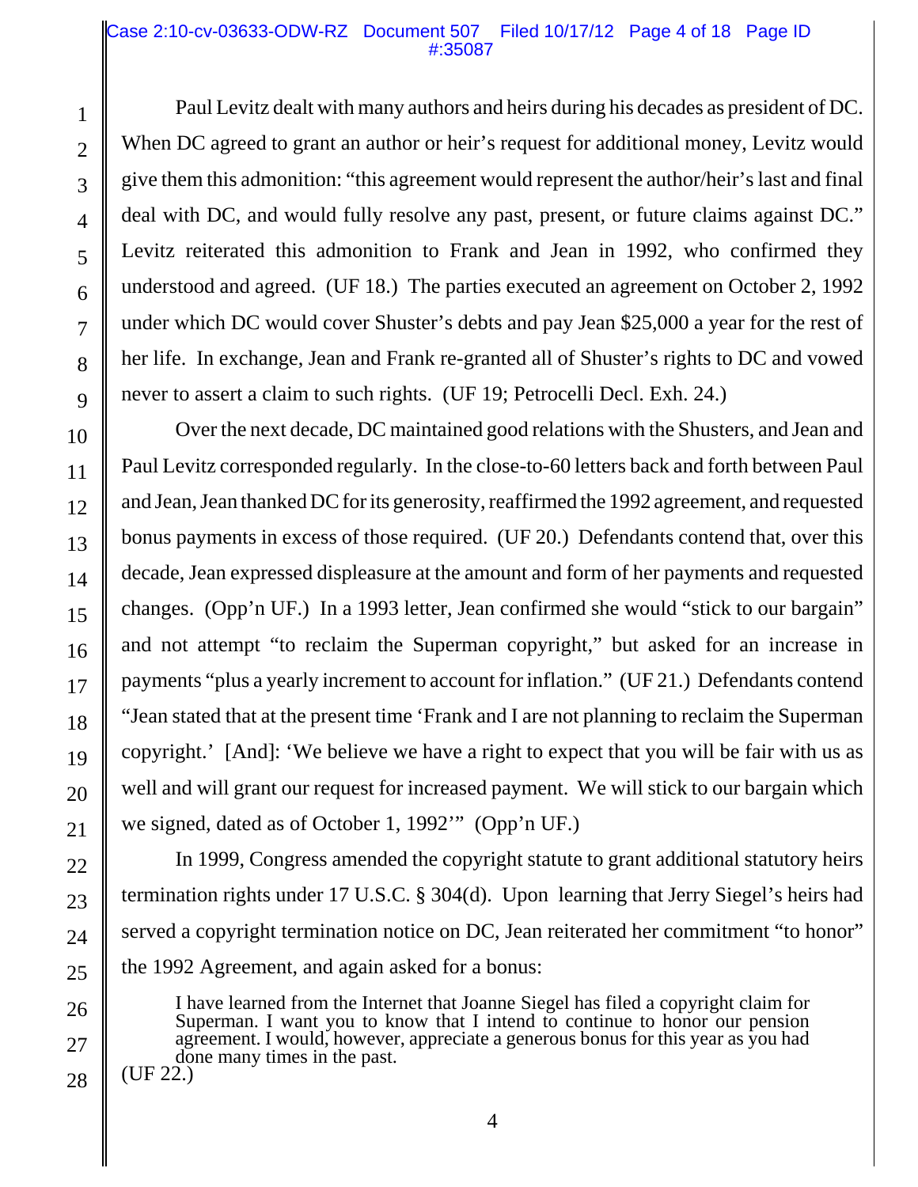Paul Levitz dealt with many authors and heirs during his decades as president of DC. When DC agreed to grant an author or heir's request for additional money, Levitz would give them this admonition: "this agreement would represent the author/heir's last and final deal with DC, and would fully resolve any past, present, or future claims against DC." Levitz reiterated this admonition to Frank and Jean in 1992, who confirmed they understood and agreed. (UF 18.) The parties executed an agreement on October 2, 1992 under which DC would cover Shuster's debts and pay Jean $25,000 a year for the rest of her life. In exchange, Jean and Frank re-granted all of Shuster's rights to DC and vowed never to assert a claim to such rights. (UF 19; Petrocelli Decl. Exh. 24.)

Over the next decade, DC maintained good relations with the Shusters, and Jean and Paul Levitz corresponded regularly. In the close-to-60 letters back and forth between Paul and Jean, Jean thanked DC for its generosity, reaffirmed the 1992 agreement, and requested bonus payments in excess of those required. (UF 20.) Defendants contend that, over this decade, Jean expressed displeasure at the amount and form of her payments and requested changes. (Opp'n UF.) In a 1993 letter, Jean confirmed she would "stick to our bargain" and not attempt "to reclaim the Superman copyright," but asked for an increase in payments "plus a yearly increment to account for inflation." (UF 21.) Defendants contend "Jean stated that at the present time 'Frank and I are not planning to reclaim the Superman copyright.' [And]: 'We believe we have a right to expect that you will be fair with us as well and will grant our request for increased payment. We will stick to our bargain which we signed, dated as of October 1, 1992'" (Opp'n UF.)

In 1999, Congress amended the copyright statute to grant additional statutory heirs termination rights under 17 U.S.C. § 304(d). Upon learning that Jerry Siegel's heirs had served a copyright termination notice on DC, Jean reiterated her commitment "to honor" the 1992 Agreement, and again asked for a bonus:

> I have learned from the Internet that Joanne Siegel has filed a copyright claim for Superman. I want you to know that I intend to continue to honor our pension agreement. I would, however, appreciate a generous bonus for this year as you had done many times in the past.

(UF 22.)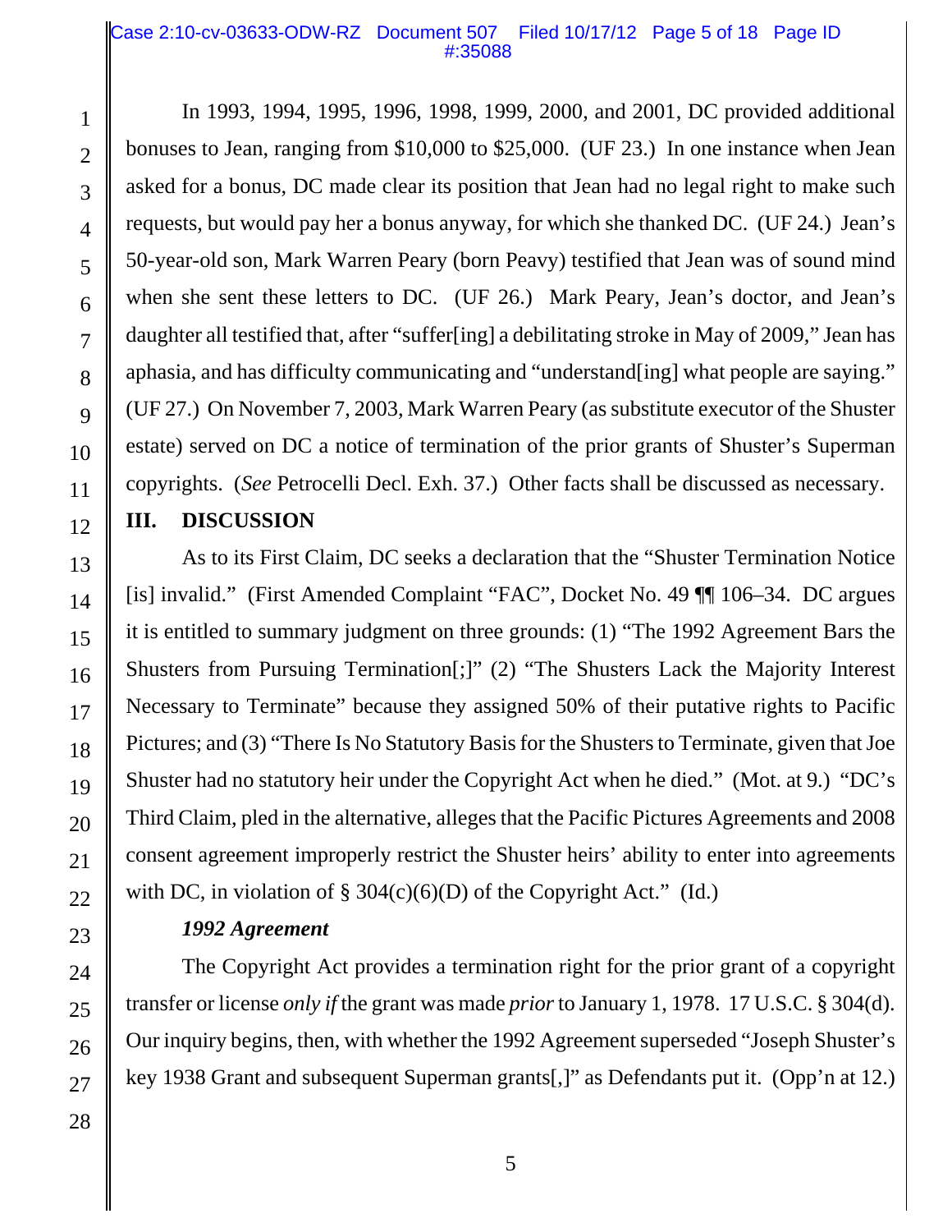In 1993, 1994, 1995, 1996, 1998, 1999, 2000, and 2001, DC provided additional bonuses to Jean, ranging from $10,000 to $25,000. (UF 23.) In one instance when Jean asked for a bonus, DC made clear its position that Jean had no legal right to make such requests, but would pay her a bonus anyway, for which she thanked DC. (UF 24.) Jean's 50-year-old son, Mark Warren Peary (born Peavy) testified that Jean was of sound mind when she sent these letters to DC. (UF 26.) Mark Peary, Jean's doctor, and Jean's daughter all testified that, after "suffer[ing] a debilitating stroke in May of 2009," Jean has aphasia, and has difficulty communicating and "understand[ing] what people are saying." (UF 27.) On November 7, 2003, Mark Warren Peary (as substitute executor of the Shuster estate) served on DC a notice of termination of the prior grants of Shuster's Superman copyrights. (*See* Petrocelli Decl. Exh. 37.) Other facts shall be discussed as necessary.

## III. DISCUSSION

As to its First Claim, DC seeks a declaration that the "Shuster Termination Notice [is] invalid." (First Amended Complaint "FAC", Docket No. 49 ¶¶ 106–34. DC argues it is entitled to summary judgment on three grounds: (1) "The 1992 Agreement Bars the Shusters from Pursuing Termination[;]" (2) "The Shusters Lack the Majority Interest Necessary to Terminate" because they assigned 50% of their putative rights to Pacific Pictures; and (3) "There Is No Statutory Basis for the Shusters to Terminate, given that Joe Shuster had no statutory heir under the Copyright Act when he died." (Mot. at 9.) "DC's Third Claim, pled in the alternative, alleges that the Pacific Pictures Agreements and 2008 consent agreement improperly restrict the Shuster heirs' ability to enter into agreements with DC, in violation of § 304(c)(6)(D) of the Copyright Act." (Id.)

### *1992 Agreement*

The Copyright Act provides a termination right for the prior grant of a copyright transfer or license *only if* the grant was made *prior* to January 1, 1978. 17 U.S.C. § 304(d). Our inquiry begins, then, with whether the 1992 Agreement superseded "Joseph Shuster's key 1938 Grant and subsequent Superman grants[,]" as Defendants put it. (Opp'n at 12.)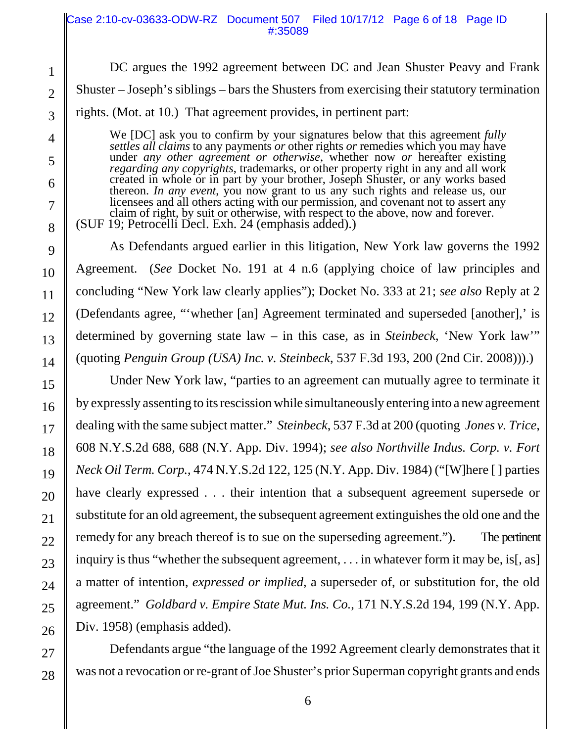DC argues the 1992 agreement between DC and Jean Shuster Peavy and Frank Shuster – Joseph's siblings – bars the Shusters from exercising their statutory termination rights. (Mot. at 10.) That agreement provides, in pertinent part:

> We [DC] ask you to confirm by your signatures below that this agreement *fully settles all claims* to any payments *or* other rights *or* remedies which you may have under *any other agreement or otherwise*, whether now *or* hereafter existing *regarding any copyrights*, trademarks, or other property right in any and all work created in whole or in part by your brother, Joseph Shuster, or any works based thereon. *In any event*, you now grant to us any such rights and release us, our licensees and all others acting with our permission, and covenant not to assert any claim of right, by suit or otherwise, with respect to the above, now and forever.

(SUF 19; Petrocelli Decl. Exh. 24 (emphasis added).)

As Defendants argued earlier in this litigation, New York law governs the 1992 Agreement. (*See* Docket No. 191 at 4 n.6 (applying choice of law principles and concluding "New York law clearly applies"); Docket No. 333 at 21; *see also* Reply at 2 (Defendants agree, "'whether [an] Agreement terminated and superseded [another],' is determined by governing state law – in this case, as in *Steinbeck*, 'New York law'" (quoting *Penguin Group (USA) Inc. v. Steinbeck*, 537 F.3d 193, 200 (2nd Cir. 2008))).)

Under New York law, "parties to an agreement can mutually agree to terminate it by expressly assenting to its rescission while simultaneously entering into a new agreement dealing with the same subject matter." *Steinbeck*, 537 F.3d at 200 (quoting *Jones v. Trice*, 608 N.Y.S.2d 688, 688 (N.Y. App. Div. 1994); *see also Northville Indus. Corp. v. Fort Neck Oil Term. Corp.*, 474 N.Y.S.2d 122, 125 (N.Y. App. Div. 1984) ("[W]here [ ] parties have clearly expressed . . . their intention that a subsequent agreement supersede or substitute for an old agreement, the subsequent agreement extinguishes the old one and the remedy for any breach thereof is to sue on the superseding agreement."). The pertinent inquiry is thus "whether the subsequent agreement, . . . in whatever form it may be, is[, as] a matter of intention, *expressed or implied*, a superseder of, or substitution for, the old agreement." *Goldbard v. Empire State Mut. Ins. Co.*, 171 N.Y.S.2d 194, 199 (N.Y. App. Div. 1958) (emphasis added).

Defendants argue "the language of the 1992 Agreement clearly demonstrates that it was not a revocation or re-grant of Joe Shuster's prior Superman copyright grants and ends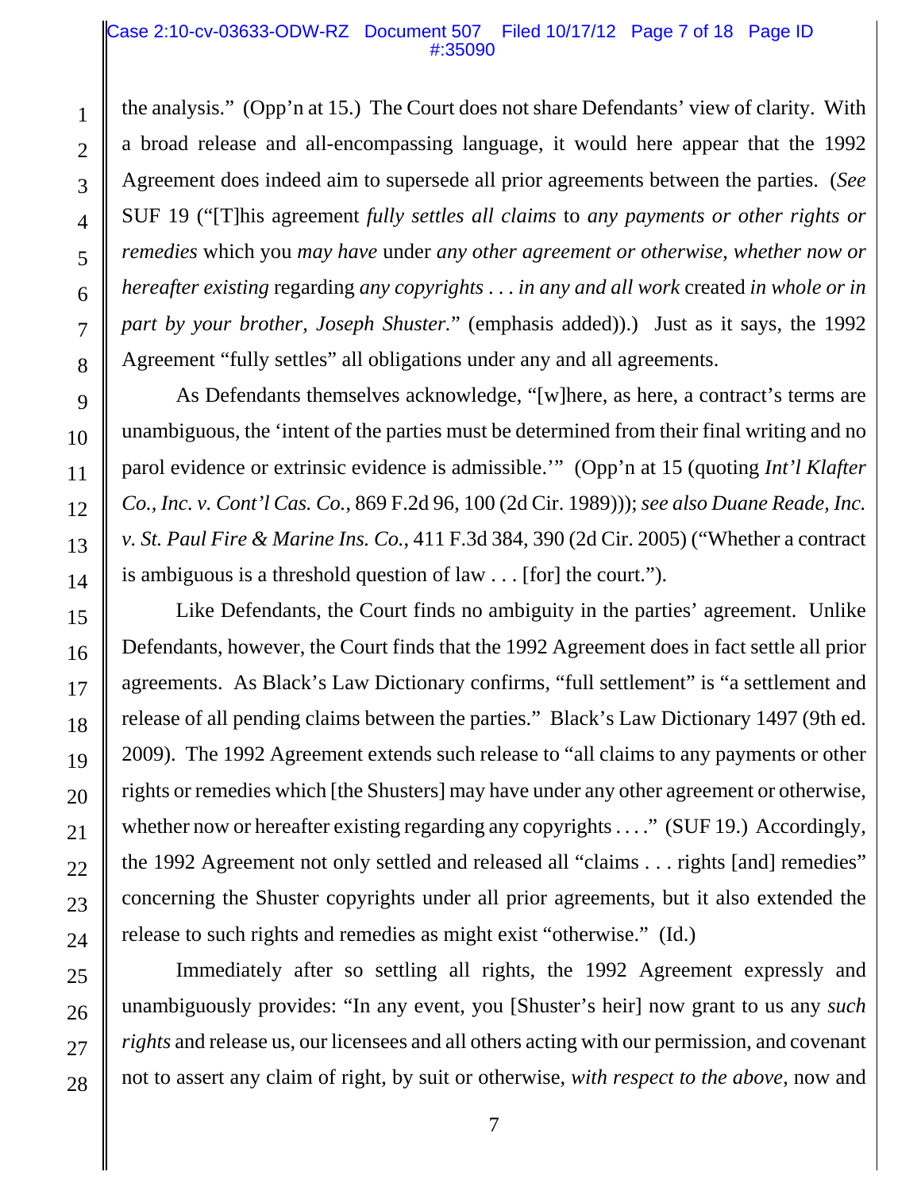the analysis." (Opp'n at 15.) The Court does not share Defendants' view of clarity. With a broad release and all-encompassing language, it would here appear that the 1992 Agreement does indeed aim to supersede all prior agreements between the parties. (*See* SUF 19 ("[T]his agreement *fully settles all claims* to *any payments or other rights or remedies* which you *may have* under *any other agreement or otherwise*, *whether now or hereafter existing* regarding *any copyrights . . . in any and all work* created *in whole or in part by your brother, Joseph Shuster*." (emphasis added)).) Just as it says, the 1992 Agreement "fully settles" all obligations under any and all agreements.

As Defendants themselves acknowledge, "[w]here, as here, a contract's terms are unambiguous, the 'intent of the parties must be determined from their final writing and no parol evidence or extrinsic evidence is admissible.'" (Opp'n at 15 (quoting *Int'l Klafter Co., Inc. v. Cont'l Cas. Co.*, 869 F.2d 96, 100 (2d Cir. 1989))); *see also Duane Reade, Inc. v. St. Paul Fire & Marine Ins. Co.*, 411 F.3d 384, 390 (2d Cir. 2005) ("Whether a contract is ambiguous is a threshold question of law . . . [for] the court.").

Like Defendants, the Court finds no ambiguity in the parties' agreement. Unlike Defendants, however, the Court finds that the 1992 Agreement does in fact settle all prior agreements. As Black's Law Dictionary confirms, "full settlement" is "a settlement and release of all pending claims between the parties." Black's Law Dictionary 1497 (9th ed. 2009). The 1992 Agreement extends such release to "all claims to any payments or other rights or remedies which [the Shusters] may have under any other agreement or otherwise, whether now or hereafter existing regarding any copyrights . . . ." (SUF 19.) Accordingly, the 1992 Agreement not only settled and released all "claims . . . rights [and] remedies" concerning the Shuster copyrights under all prior agreements, but it also extended the release to such rights and remedies as might exist "otherwise." (Id.)

Immediately after so settling all rights, the 1992 Agreement expressly and unambiguously provides: "In any event, you [Shuster's heir] now grant to us any *such rights* and release us, our licensees and all others acting with our permission, and covenant not to assert any claim of right, by suit or otherwise, *with respect to the above*, now and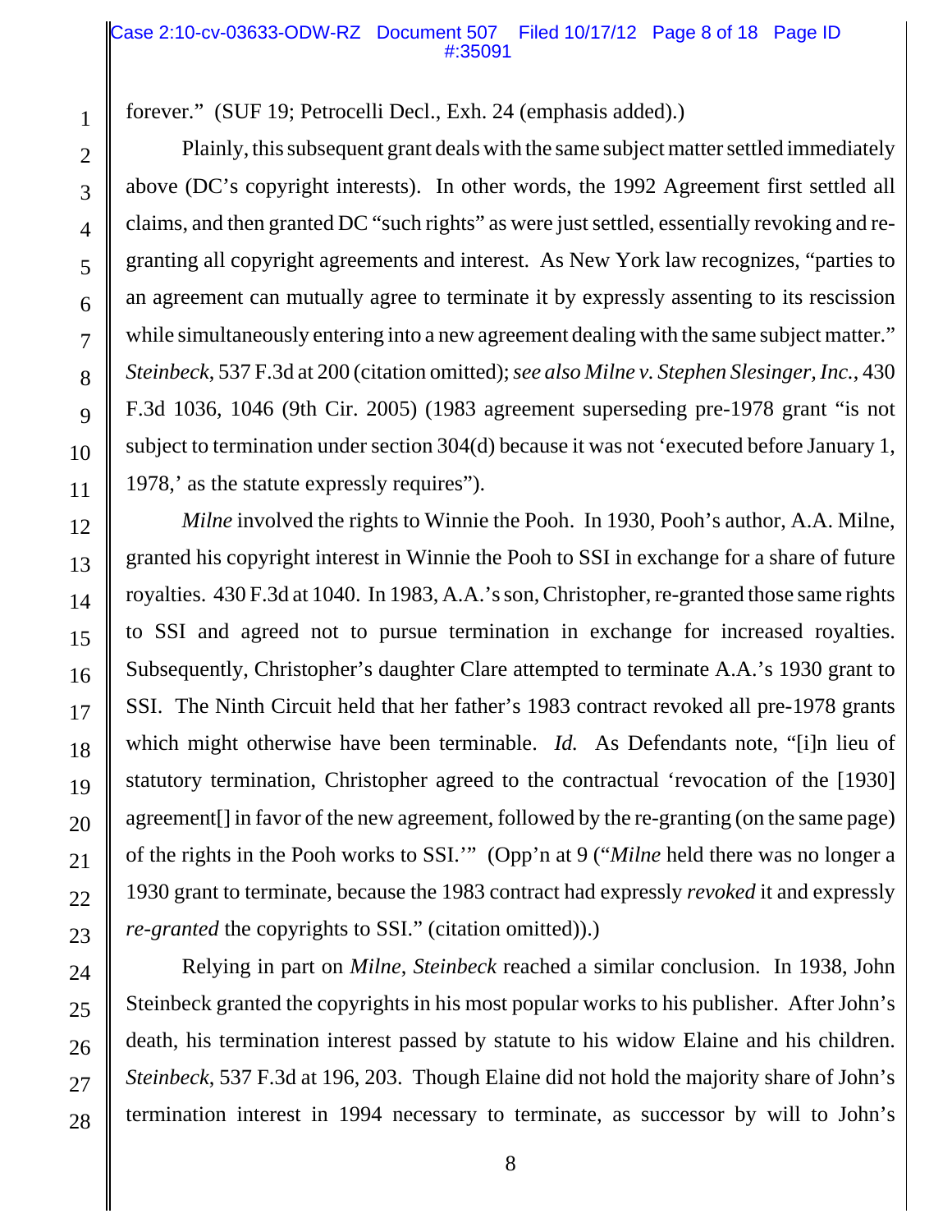forever." (SUF 19; Petrocelli Decl., Exh. 24 (emphasis added).)

Plainly, this subsequent grant deals with the same subject matter settled immediately above (DC's copyright interests). In other words, the 1992 Agreement first settled all claims, and then granted DC "such rights" as were just settled, essentially revoking and re-granting all copyright agreements and interest. As New York law recognizes, "parties to an agreement can mutually agree to terminate it by expressly assenting to its rescission while simultaneously entering into a new agreement dealing with the same subject matter." *Steinbeck*, 537 F.3d at 200 (citation omitted); *see also Milne v. Stephen Slesinger, Inc.*, 430 F.3d 1036, 1046 (9th Cir. 2005) (1983 agreement superseding pre-1978 grant "is not subject to termination under section 304(d) because it was not 'executed before January 1, 1978,' as the statute expressly requires").

*Milne* involved the rights to Winnie the Pooh. In 1930, Pooh's author, A.A. Milne, granted his copyright interest in Winnie the Pooh to SSI in exchange for a share of future royalties. 430 F.3d at 1040. In 1983, A.A.'s son, Christopher, re-granted those same rights to SSI and agreed not to pursue termination in exchange for increased royalties. Subsequently, Christopher's daughter Clare attempted to terminate A.A.'s 1930 grant to SSI. The Ninth Circuit held that her father's 1983 contract revoked all pre-1978 grants which might otherwise have been terminable. *Id.* As Defendants note, "[i]n lieu of statutory termination, Christopher agreed to the contractual 'revocation of the [1930] agreement[] in favor of the new agreement, followed by the re-granting (on the same page) of the rights in the Pooh works to SSI.'" (Opp'n at 9 ("*Milne* held there was no longer a 1930 grant to terminate, because the 1983 contract had expressly *revoked* it and expressly *re-granted* the copyrights to SSI." (citation omitted)).)

Relying in part on *Milne*, *Steinbeck* reached a similar conclusion. In 1938, John Steinbeck granted the copyrights in his most popular works to his publisher. After John's death, his termination interest passed by statute to his widow Elaine and his children. *Steinbeck*, 537 F.3d at 196, 203. Though Elaine did not hold the majority share of John's termination interest in 1994 necessary to terminate, as successor by will to John's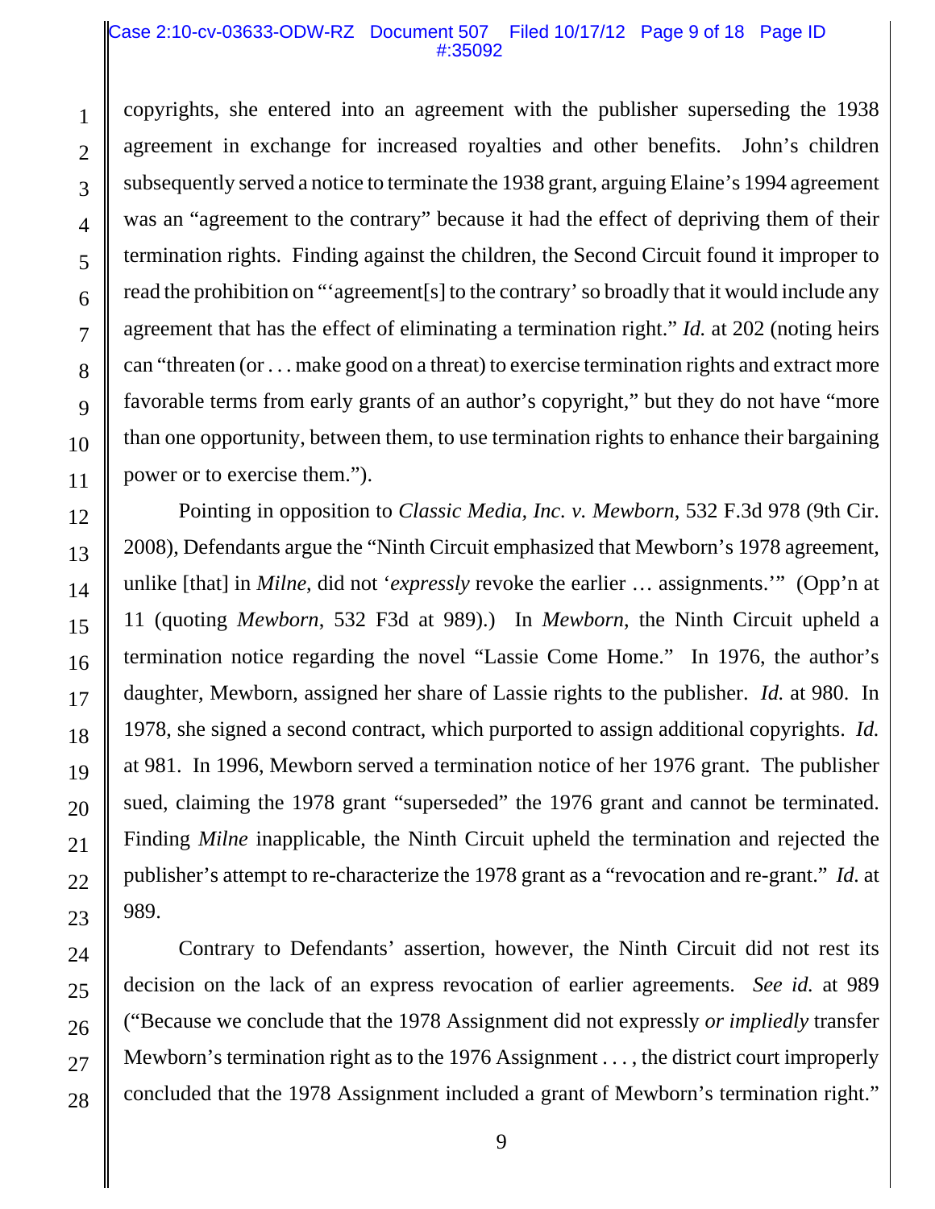copyrights, she entered into an agreement with the publisher superseding the 1938 agreement in exchange for increased royalties and other benefits. John's children subsequently served a notice to terminate the 1938 grant, arguing Elaine's 1994 agreement was an "agreement to the contrary" because it had the effect of depriving them of their termination rights. Finding against the children, the Second Circuit found it improper to read the prohibition on "'agreement[s] to the contrary' so broadly that it would include any agreement that has the effect of eliminating a termination right." *Id.* at 202 (noting heirs can "threaten (or . . . make good on a threat) to exercise termination rights and extract more favorable terms from early grants of an author's copyright," but they do not have "more than one opportunity, between them, to use termination rights to enhance their bargaining power or to exercise them.").

Pointing in opposition to *Classic Media, Inc. v. Mewborn*, 532 F.3d 978 (9th Cir. 2008), Defendants argue the "Ninth Circuit emphasized that Mewborn's 1978 agreement, unlike [that] in *Milne*, did not '*expressly* revoke the earlier … assignments.'" (Opp'n at 11 (quoting *Mewborn*, 532 F3d at 989).) In *Mewborn*, the Ninth Circuit upheld a termination notice regarding the novel "Lassie Come Home." In 1976, the author's daughter, Mewborn, assigned her share of Lassie rights to the publisher. *Id.* at 980. In 1978, she signed a second contract, which purported to assign additional copyrights. *Id.* at 981. In 1996, Mewborn served a termination notice of her 1976 grant. The publisher sued, claiming the 1978 grant "superseded" the 1976 grant and cannot be terminated. Finding *Milne* inapplicable, the Ninth Circuit upheld the termination and rejected the publisher's attempt to re-characterize the 1978 grant as a "revocation and re-grant." *Id.* at 989.

Contrary to Defendants' assertion, however, the Ninth Circuit did not rest its decision on the lack of an express revocation of earlier agreements. *See id.* at 989 ("Because we conclude that the 1978 Assignment did not expressly *or impliedly* transfer Mewborn's termination right as to the 1976 Assignment . . . , the district court improperly concluded that the 1978 Assignment included a grant of Mewborn's termination right."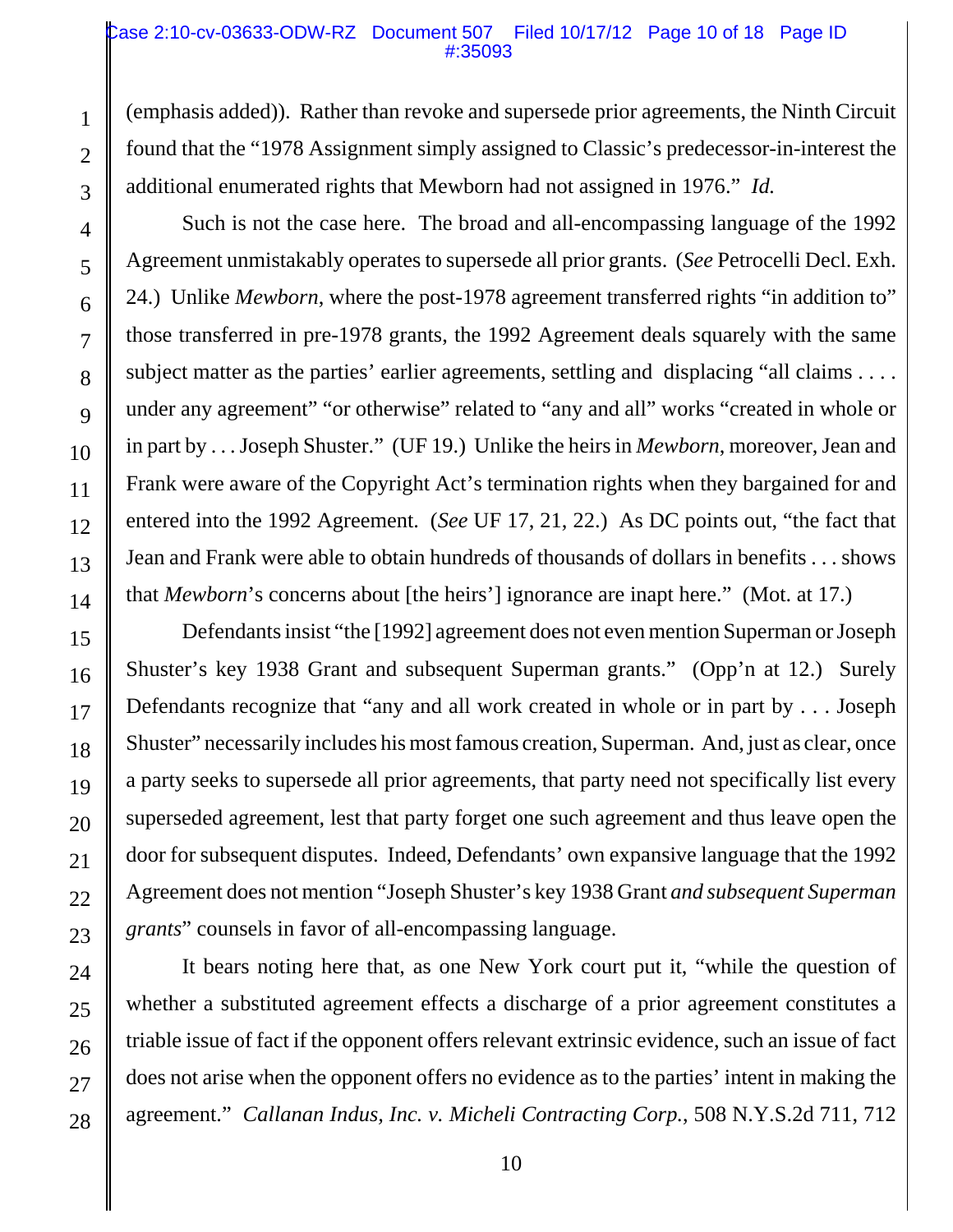(emphasis added)). Rather than revoke and supersede prior agreements, the Ninth Circuit found that the "1978 Assignment simply assigned to Classic's predecessor-in-interest the additional enumerated rights that Mewborn had not assigned in 1976." *Id.*

Such is not the case here. The broad and all-encompassing language of the 1992 Agreement unmistakably operates to supersede all prior grants. (*See* Petrocelli Decl. Exh. 24.) Unlike *Mewborn*, where the post-1978 agreement transferred rights "in addition to" those transferred in pre-1978 grants, the 1992 Agreement deals squarely with the same subject matter as the parties' earlier agreements, settling and displacing "all claims . . . . under any agreement" "or otherwise" related to "any and all" works "created in whole or in part by . . . Joseph Shuster." (UF 19.) Unlike the heirs in *Mewborn*, moreover, Jean and Frank were aware of the Copyright Act's termination rights when they bargained for and entered into the 1992 Agreement. (*See* UF 17, 21, 22.) As DC points out, "the fact that Jean and Frank were able to obtain hundreds of thousands of dollars in benefits . . . shows that *Mewborn*'s concerns about [the heirs'] ignorance are inapt here." (Mot. at 17.)

Defendants insist "the [1992] agreement does not even mention Superman or Joseph Shuster's key 1938 Grant and subsequent Superman grants." (Opp'n at 12.) Surely Defendants recognize that "any and all work created in whole or in part by . . . Joseph Shuster" necessarily includes his most famous creation, Superman. And, just as clear, once a party seeks to supersede all prior agreements, that party need not specifically list every superseded agreement, lest that party forget one such agreement and thus leave open the door for subsequent disputes. Indeed, Defendants' own expansive language that the 1992 Agreement does not mention "Joseph Shuster's key 1938 Grant *and subsequent Superman grants*" counsels in favor of all-encompassing language.

It bears noting here that, as one New York court put it, "while the question of whether a substituted agreement effects a discharge of a prior agreement constitutes a triable issue of fact if the opponent offers relevant extrinsic evidence, such an issue of fact does not arise when the opponent offers no evidence as to the parties' intent in making the agreement." *Callanan Indus, Inc. v. Micheli Contracting Corp.*, 508 N.Y.S.2d 711, 712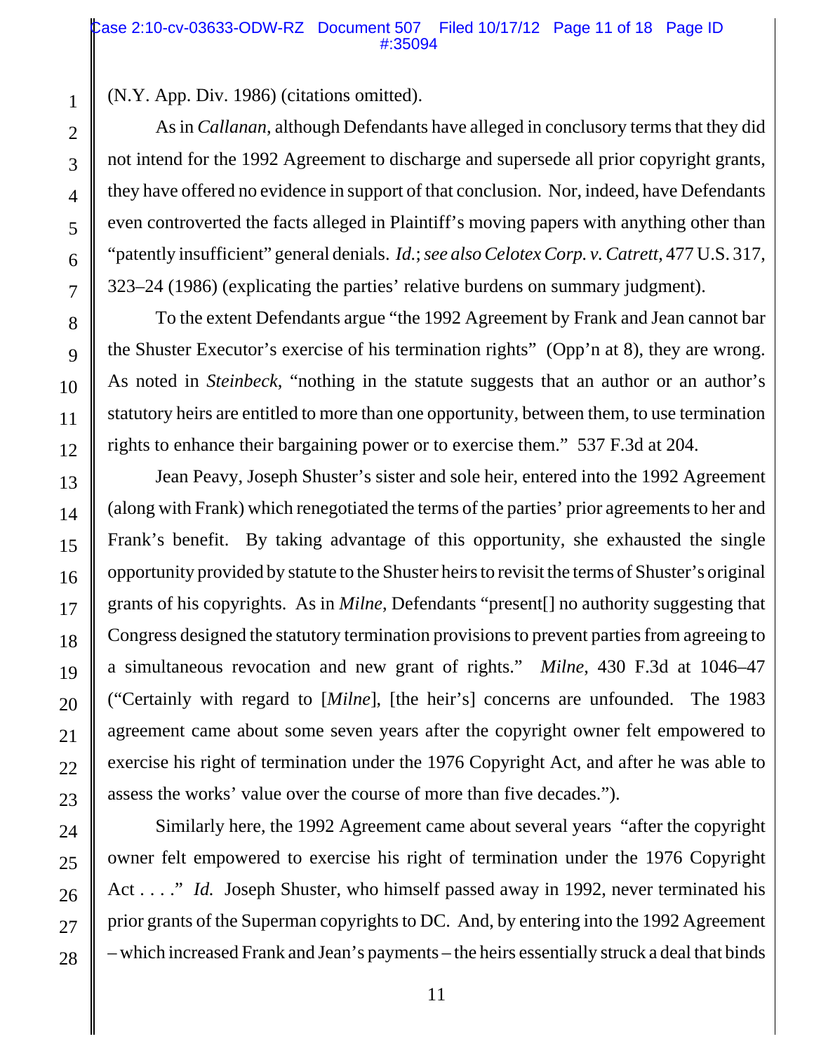(N.Y. App. Div. 1986) (citations omitted).

As in *Callanan*, although Defendants have alleged in conclusory terms that they did not intend for the 1992 Agreement to discharge and supersede all prior copyright grants, they have offered no evidence in support of that conclusion. Nor, indeed, have Defendants even controverted the facts alleged in Plaintiff's moving papers with anything other than "patently insufficient" general denials. *Id.*; *see also Celotex Corp. v. Catrett*, 477 U.S. 317, 323–24 (1986) (explicating the parties' relative burdens on summary judgment).

To the extent Defendants argue "the 1992 Agreement by Frank and Jean cannot bar the Shuster Executor's exercise of his termination rights" (Opp'n at 8), they are wrong. As noted in *Steinbeck*, "nothing in the statute suggests that an author or an author's statutory heirs are entitled to more than one opportunity, between them, to use termination rights to enhance their bargaining power or to exercise them." 537 F.3d at 204.

Jean Peavy, Joseph Shuster's sister and sole heir, entered into the 1992 Agreement (along with Frank) which renegotiated the terms of the parties' prior agreements to her and Frank's benefit. By taking advantage of this opportunity, she exhausted the single opportunity provided by statute to the Shuster heirs to revisit the terms of Shuster's original grants of his copyrights. As in *Milne*, Defendants "present[] no authority suggesting that Congress designed the statutory termination provisions to prevent parties from agreeing to a simultaneous revocation and new grant of rights." *Milne*, 430 F.3d at 1046–47 ("Certainly with regard to [*Milne*], [the heir's] concerns are unfounded. The 1983 agreement came about some seven years after the copyright owner felt empowered to exercise his right of termination under the 1976 Copyright Act, and after he was able to assess the works' value over the course of more than five decades.").

Similarly here, the 1992 Agreement came about several years "after the copyright owner felt empowered to exercise his right of termination under the 1976 Copyright Act . . . ." *Id.* Joseph Shuster, who himself passed away in 1992, never terminated his prior grants of the Superman copyrights to DC. And, by entering into the 1992 Agreement – which increased Frank and Jean's payments – the heirs essentially struck a deal that binds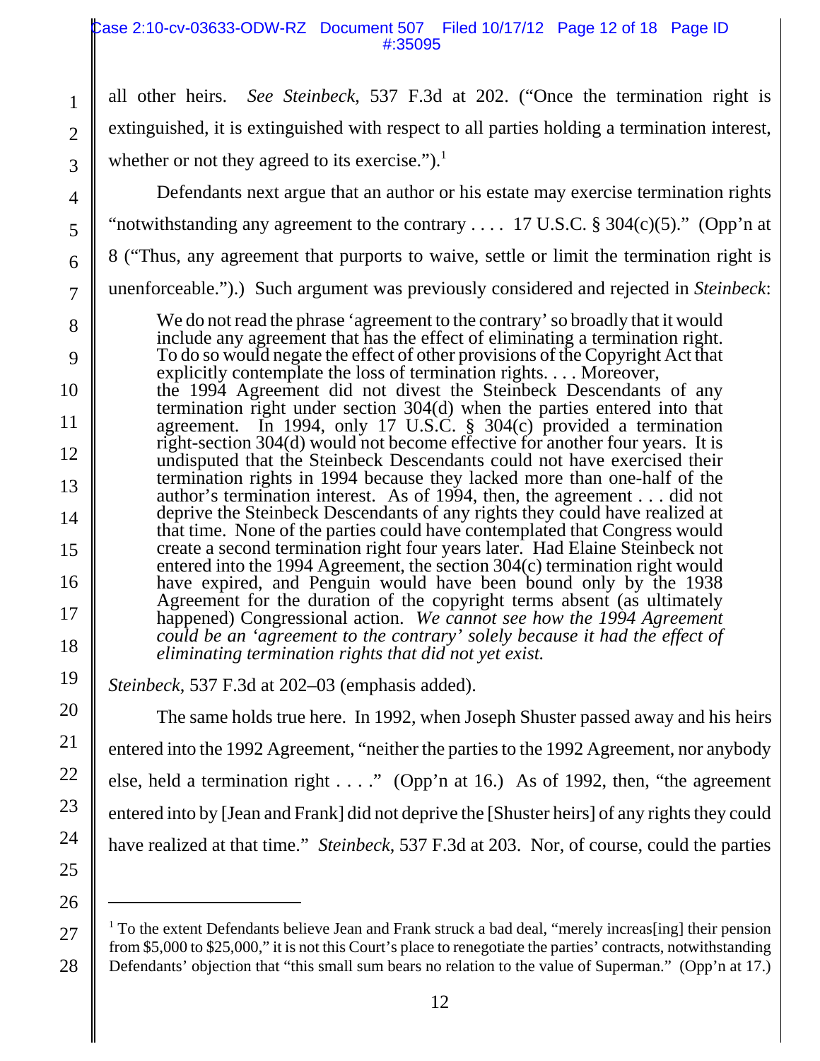all other heirs. *See Steinbeck*, 537 F.3d at 202. ("Once the termination right is extinguished, it is extinguished with respect to all parties holding a termination interest, whether or not they agreed to its exercise.").[1]

Defendants next argue that an author or his estate may exercise termination rights "notwithstanding any agreement to the contrary . . . . 17 U.S.C. § 304(c)(5)." (Opp'n at 8 ("Thus, any agreement that purports to waive, settle or limit the termination right is unenforceable.").) Such argument was previously considered and rejected in *Steinbeck*:

> We do not read the phrase 'agreement to the contrary' so broadly that it would include any agreement that has the effect of eliminating a termination right. To do so would negate the effect of other provisions of the Copyright Act that explicitly contemplate the loss of termination rights. . . . Moreover, the 1994 Agreement did not divest the Steinbeck Descendants of any termination right under section 304(d) when the parties entered into that agreement. In 1994, only 17 U.S.C. § 304(c) provided a termination right-section 304(d) would not become effective for another four years. It is undisputed that the Steinbeck Descendants could not have exercised their termination rights in 1994 because they lacked more than one-half of the author's termination interest. As of 1994, then, the agreement . . . did not deprive the Steinbeck Descendants of any rights they could have realized at that time. None of the parties could have contemplated that Congress would create a second termination right four years later. Had Elaine Steinbeck not entered into the 1994 Agreement, the section 304(c) termination right would have expired, and Penguin would have been bound only by the 1938 Agreement for the duration of the copyright terms absent (as ultimately happened) Congressional action. *We cannot see how the 1994 Agreement could be an 'agreement to the contrary' solely because it had the effect of eliminating termination rights that did not yet exist.*

*Steinbeck*, 537 F.3d at 202–03 (emphasis added).

The same holds true here. In 1992, when Joseph Shuster passed away and his heirs entered into the 1992 Agreement, "neither the parties to the 1992 Agreement, nor anybody else, held a termination right . . . ." (Opp'n at 16.) As of 1992, then, "the agreement entered into by [Jean and Frank] did not deprive the [Shuster heirs] of any rights they could have realized at that time." *Steinbeck*, 537 F.3d at 203. Nor, of course, could the parties

---

[1] To the extent Defendants believe Jean and Frank struck a bad deal, "merely increas[ing] their pension from $5,000 to $25,000," it is not this Court's place to renegotiate the parties' contracts, notwithstanding Defendants' objection that "this small sum bears no relation to the value of Superman." (Opp'n at 17.)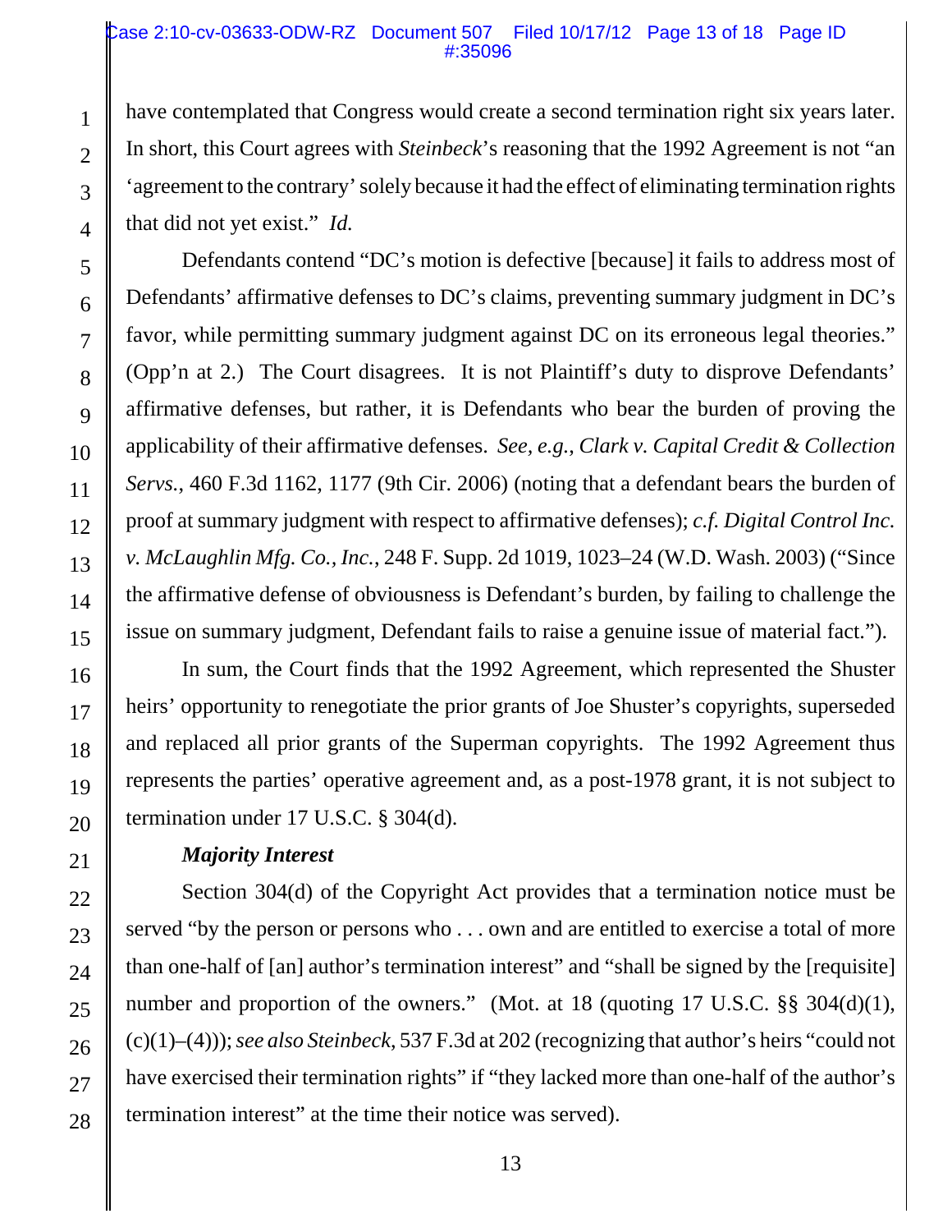have contemplated that Congress would create a second termination right six years later. In short, this Court agrees with *Steinbeck*'s reasoning that the 1992 Agreement is not "an 'agreement to the contrary' solely because it had the effect of eliminating termination rights that did not yet exist." *Id.*

Defendants contend "DC's motion is defective [because] it fails to address most of Defendants' affirmative defenses to DC's claims, preventing summary judgment in DC's favor, while permitting summary judgment against DC on its erroneous legal theories." (Opp'n at 2.) The Court disagrees. It is not Plaintiff's duty to disprove Defendants' affirmative defenses, but rather, it is Defendants who bear the burden of proving the applicability of their affirmative defenses. *See, e.g.*, *Clark v. Capital Credit & Collection Servs.*, 460 F.3d 1162, 1177 (9th Cir. 2006) (noting that a defendant bears the burden of proof at summary judgment with respect to affirmative defenses); *c.f. Digital Control Inc. v. McLaughlin Mfg. Co., Inc.*, 248 F. Supp. 2d 1019, 1023–24 (W.D. Wash. 2003) ("Since the affirmative defense of obviousness is Defendant's burden, by failing to challenge the issue on summary judgment, Defendant fails to raise a genuine issue of material fact.").

In sum, the Court finds that the 1992 Agreement, which represented the Shuster heirs' opportunity to renegotiate the prior grants of Joe Shuster's copyrights, superseded and replaced all prior grants of the Superman copyrights. The 1992 Agreement thus represents the parties' operative agreement and, as a post-1978 grant, it is not subject to termination under 17 U.S.C. § 304(d).

***Majority Interest***

Section 304(d) of the Copyright Act provides that a termination notice must be served "by the person or persons who . . . own and are entitled to exercise a total of more than one-half of [an] author's termination interest" and "shall be signed by the [requisite] number and proportion of the owners." (Mot. at 18 (quoting 17 U.S.C. §§ 304(d)(1), (c)(1)–(4))); *see also Steinbeck*, 537 F.3d at 202 (recognizing that author's heirs "could not have exercised their termination rights" if "they lacked more than one-half of the author's termination interest" at the time their notice was served).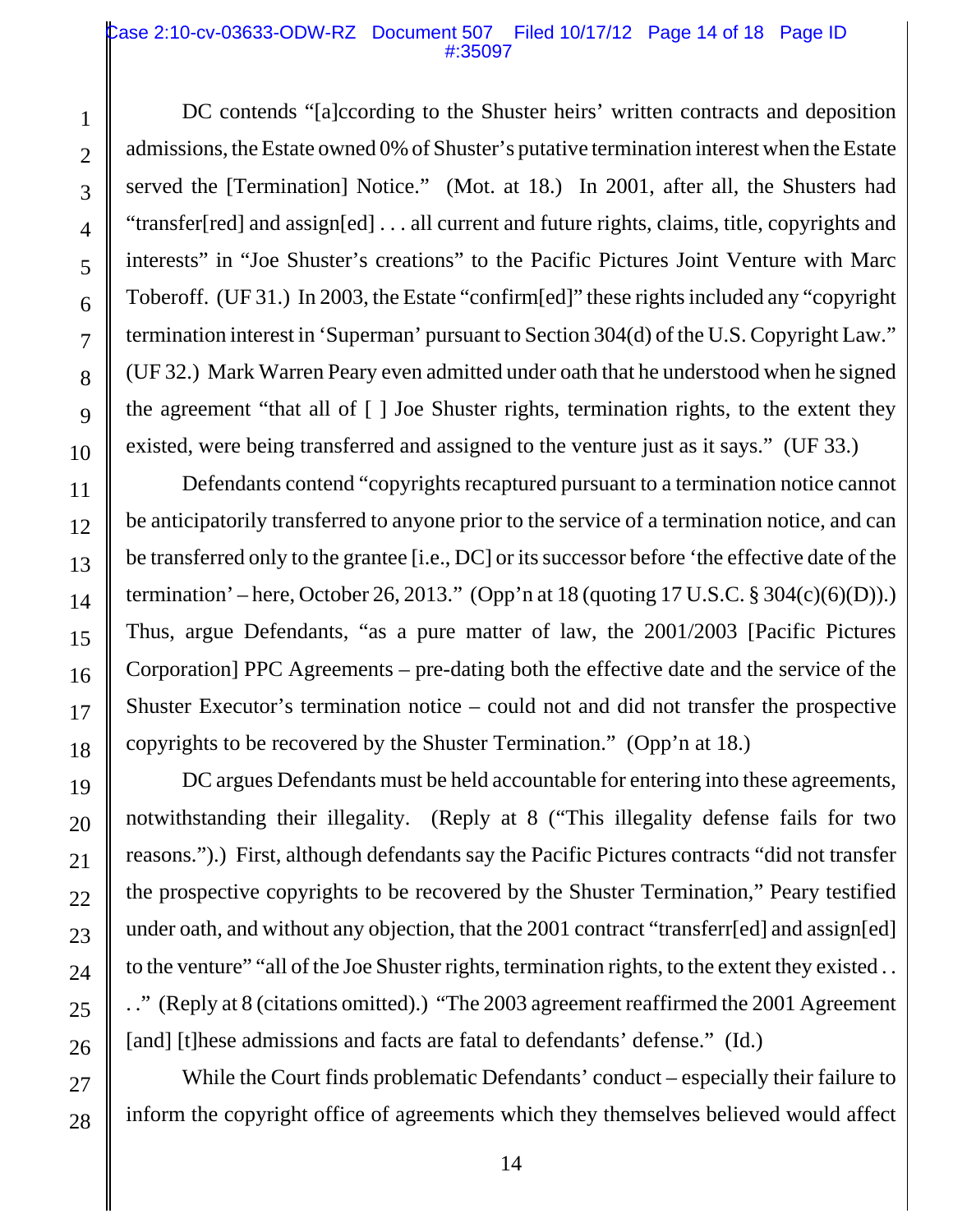DC contends "[a]ccording to the Shuster heirs' written contracts and deposition admissions, the Estate owned 0% of Shuster's putative termination interest when the Estate served the [Termination] Notice." (Mot. at 18.) In 2001, after all, the Shusters had "transfer[red] and assign[ed] . . . all current and future rights, claims, title, copyrights and interests" in "Joe Shuster's creations" to the Pacific Pictures Joint Venture with Marc Toberoff. (UF 31.) In 2003, the Estate "confirm[ed]" these rights included any "copyright termination interest in 'Superman' pursuant to Section 304(d) of the U.S. Copyright Law." (UF 32.) Mark Warren Peary even admitted under oath that he understood when he signed the agreement "that all of [ ] Joe Shuster rights, termination rights, to the extent they existed, were being transferred and assigned to the venture just as it says." (UF 33.)

Defendants contend "copyrights recaptured pursuant to a termination notice cannot be anticipatorily transferred to anyone prior to the service of a termination notice, and can be transferred only to the grantee [i.e., DC] or its successor before 'the effective date of the termination' – here, October 26, 2013." (Opp'n at 18 (quoting 17 U.S.C. § 304(c)(6)(D)).) Thus, argue Defendants, "as a pure matter of law, the 2001/2003 [Pacific Pictures Corporation] PPC Agreements – pre-dating both the effective date and the service of the Shuster Executor's termination notice – could not and did not transfer the prospective copyrights to be recovered by the Shuster Termination." (Opp'n at 18.)

DC argues Defendants must be held accountable for entering into these agreements, notwithstanding their illegality. (Reply at 8 ("This illegality defense fails for two reasons.").) First, although defendants say the Pacific Pictures contracts "did not transfer the prospective copyrights to be recovered by the Shuster Termination," Peary testified under oath, and without any objection, that the 2001 contract "transferr[ed] and assign[ed] to the venture" "all of the Joe Shuster rights, termination rights, to the extent they existed . . . ." (Reply at 8 (citations omitted).) "The 2003 agreement reaffirmed the 2001 Agreement [and] [t]hese admissions and facts are fatal to defendants' defense." (Id.)

While the Court finds problematic Defendants' conduct – especially their failure to inform the copyright office of agreements which they themselves believed would affect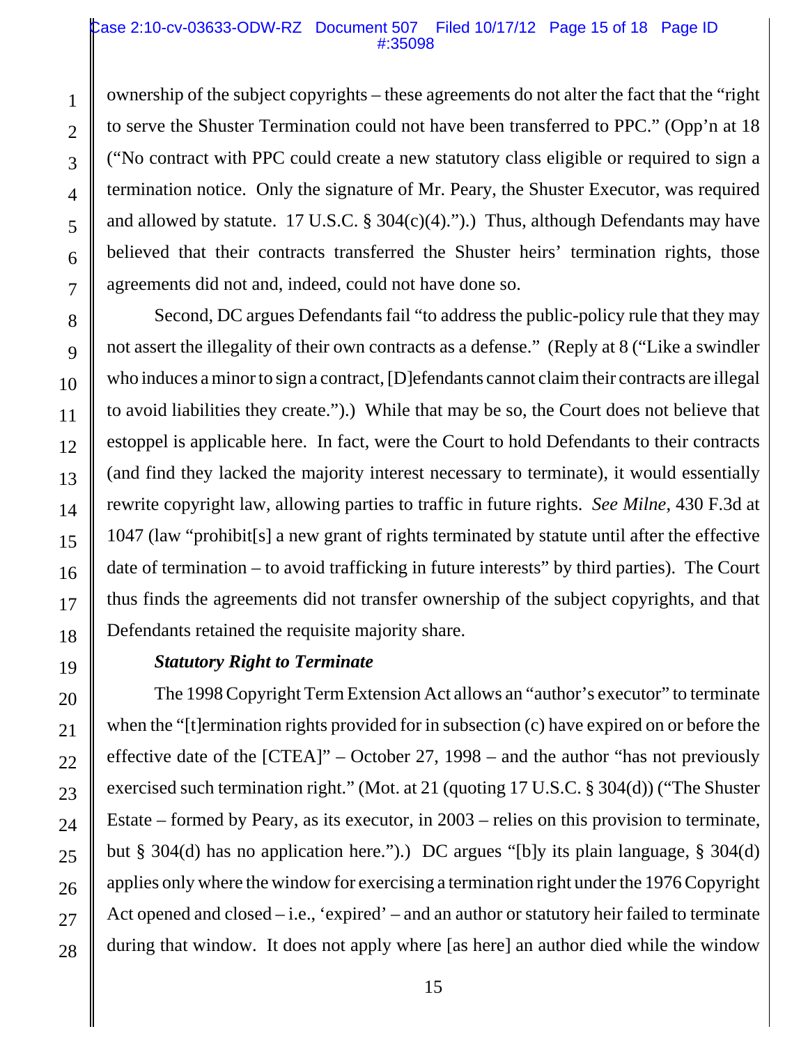ownership of the subject copyrights – these agreements do not alter the fact that the "right to serve the Shuster Termination could not have been transferred to PPC." (Opp'n at 18 ("No contract with PPC could create a new statutory class eligible or required to sign a termination notice. Only the signature of Mr. Peary, the Shuster Executor, was required and allowed by statute. 17 U.S.C. § 304(c)(4).").) Thus, although Defendants may have believed that their contracts transferred the Shuster heirs' termination rights, those agreements did not and, indeed, could not have done so.

Second, DC argues Defendants fail "to address the public-policy rule that they may not assert the illegality of their own contracts as a defense." (Reply at 8 ("Like a swindler who induces a minor to sign a contract, [D]efendants cannot claim their contracts are illegal to avoid liabilities they create.").) While that may be so, the Court does not believe that estoppel is applicable here. In fact, were the Court to hold Defendants to their contracts (and find they lacked the majority interest necessary to terminate), it would essentially rewrite copyright law, allowing parties to traffic in future rights. *See Milne*, 430 F.3d at 1047 (law "prohibit[s] a new grant of rights terminated by statute until after the effective date of termination – to avoid trafficking in future interests" by third parties). The Court thus finds the agreements did not transfer ownership of the subject copyrights, and that Defendants retained the requisite majority share.

***Statutory Right to Terminate***

The 1998 Copyright Term Extension Act allows an "author's executor" to terminate when the "[t]ermination rights provided for in subsection (c) have expired on or before the effective date of the [CTEA]" – October 27, 1998 – and the author "has not previously exercised such termination right." (Mot. at 21 (quoting 17 U.S.C. § 304(d)) ("The Shuster Estate – formed by Peary, as its executor, in 2003 – relies on this provision to terminate, but § 304(d) has no application here.").) DC argues "[b]y its plain language, § 304(d) applies only where the window for exercising a termination right under the 1976 Copyright Act opened and closed – i.e., 'expired' – and an author or statutory heir failed to terminate during that window. It does not apply where [as here] an author died while the window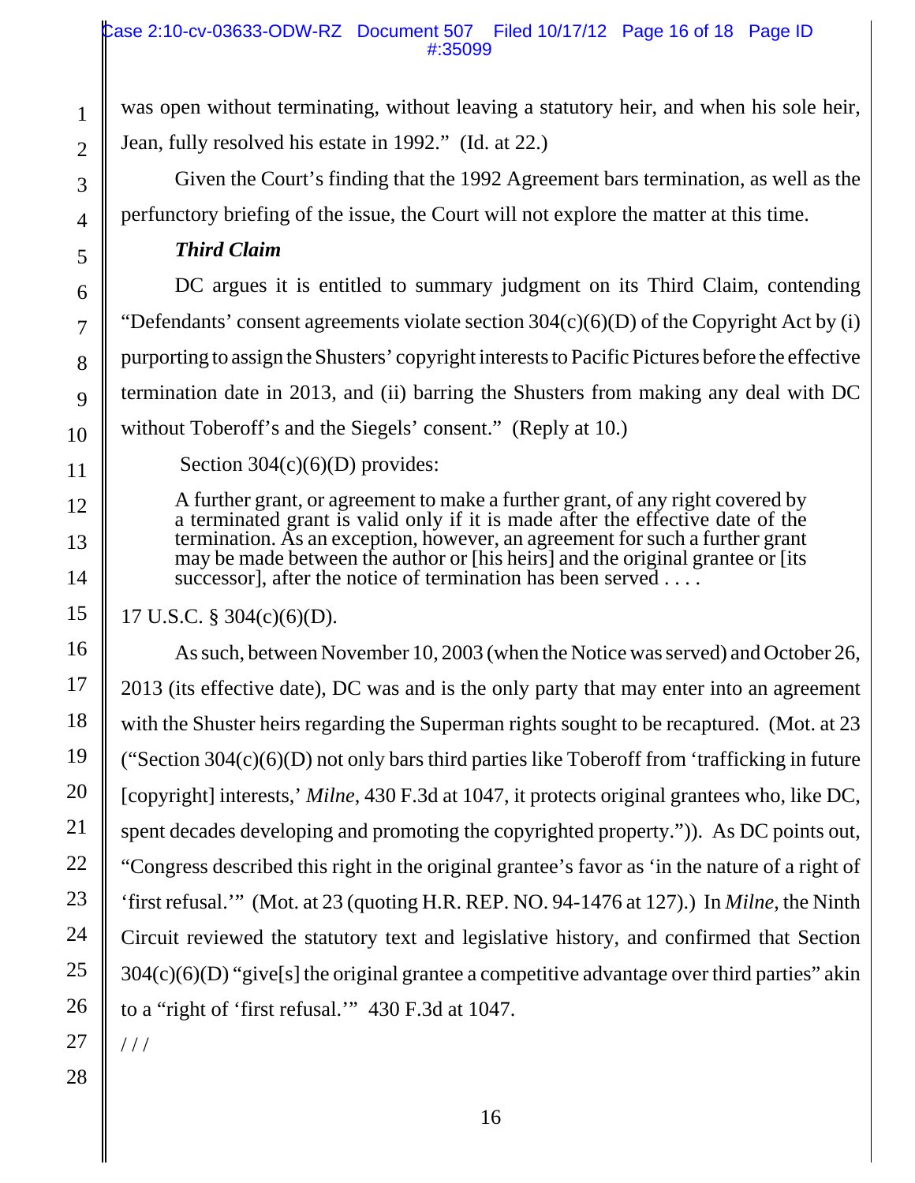was open without terminating, without leaving a statutory heir, and when his sole heir, Jean, fully resolved his estate in 1992." (Id. at 22.)

Given the Court's finding that the 1992 Agreement bars termination, as well as the perfunctory briefing of the issue, the Court will not explore the matter at this time.

***Third Claim***

DC argues it is entitled to summary judgment on its Third Claim, contending "Defendants' consent agreements violate section 304(c)(6)(D) of the Copyright Act by (i) purporting to assign the Shusters' copyright interests to Pacific Pictures before the effective termination date in 2013, and (ii) barring the Shusters from making any deal with DC without Toberoff's and the Siegels' consent." (Reply at 10.)

Section 304(c)(6)(D) provides:

> A further grant, or agreement to make a further grant, of any right covered by a terminated grant is valid only if it is made after the effective date of the termination. As an exception, however, an agreement for such a further grant may be made between the author or [his heirs] and the original grantee or [its successor], after the notice of termination has been served . . . .

17 U.S.C. § 304(c)(6)(D).

As such, between November 10, 2003 (when the Notice was served) and October 26, 2013 (its effective date), DC was and is the only party that may enter into an agreement with the Shuster heirs regarding the Superman rights sought to be recaptured. (Mot. at 23 ("Section 304(c)(6)(D) not only bars third parties like Toberoff from 'trafficking in future [copyright] interests,' *Milne*, 430 F.3d at 1047, it protects original grantees who, like DC, spent decades developing and promoting the copyrighted property.")). As DC points out, "Congress described this right in the original grantee's favor as 'in the nature of a right of 'first refusal.'" (Mot. at 23 (quoting H.R. REP. NO. 94-1476 at 127).) In *Milne*, the Ninth Circuit reviewed the statutory text and legislative history, and confirmed that Section 304(c)(6)(D) "give[s] the original grantee a competitive advantage over third parties" akin to a "right of 'first refusal.'" 430 F.3d at 1047.

/ / /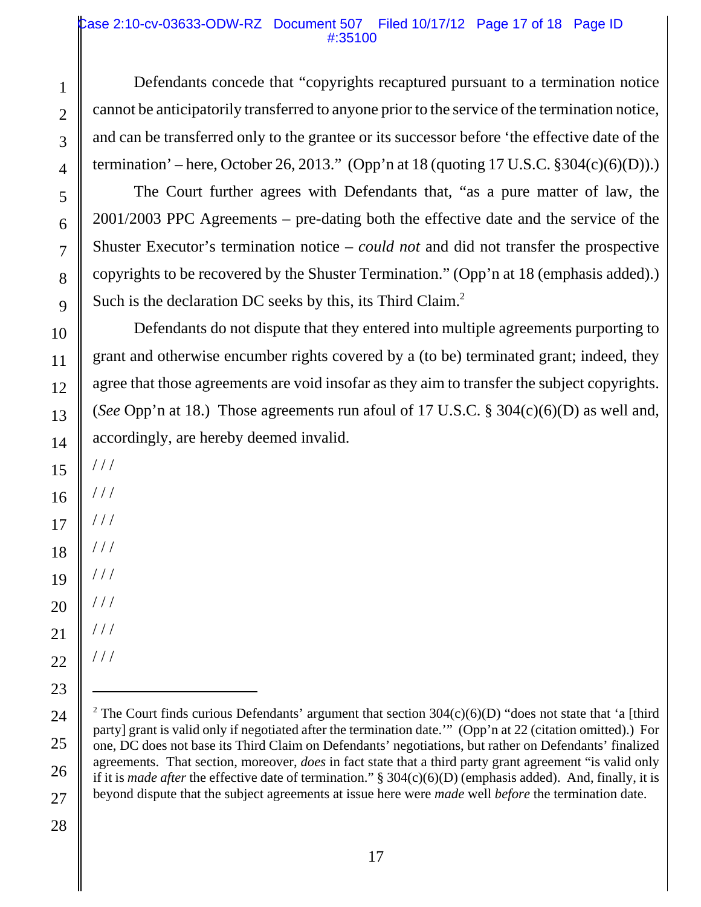Defendants concede that "copyrights recaptured pursuant to a termination notice cannot be anticipatorily transferred to anyone prior to the service of the termination notice, and can be transferred only to the grantee or its successor before 'the effective date of the termination' – here, October 26, 2013." (Opp'n at 18 (quoting 17 U.S.C. §304(c)(6)(D)).)

The Court further agrees with Defendants that, "as a pure matter of law, the 2001/2003 PPC Agreements – pre-dating both the effective date and the service of the Shuster Executor's termination notice – *could not* and did not transfer the prospective copyrights to be recovered by the Shuster Termination." (Opp'n at 18 (emphasis added).) Such is the declaration DC seeks by this, its Third Claim.[2]

Defendants do not dispute that they entered into multiple agreements purporting to grant and otherwise encumber rights covered by a (to be) terminated grant; indeed, they agree that those agreements are void insofar as they aim to transfer the subject copyrights. (*See* Opp'n at 18.) Those agreements run afoul of 17 U.S.C. § 304(c)(6)(D) as well and, accordingly, are hereby deemed invalid.

/ / /

/ / /

/ / /

/ / /

/ / /

/ / /

/ / /

/ / /

---

[2] The Court finds curious Defendants' argument that section 304(c)(6)(D) "does not state that 'a [third party] grant is valid only if negotiated after the termination date.'" (Opp'n at 22 (citation omitted).) For one, DC does not base its Third Claim on Defendants' negotiations, but rather on Defendants' finalized agreements. That section, moreover, *does* in fact state that a third party grant agreement "is valid only if it is *made after* the effective date of termination." § 304(c)(6)(D) (emphasis added). And, finally, it is beyond dispute that the subject agreements at issue here were *made* well *before* the termination date.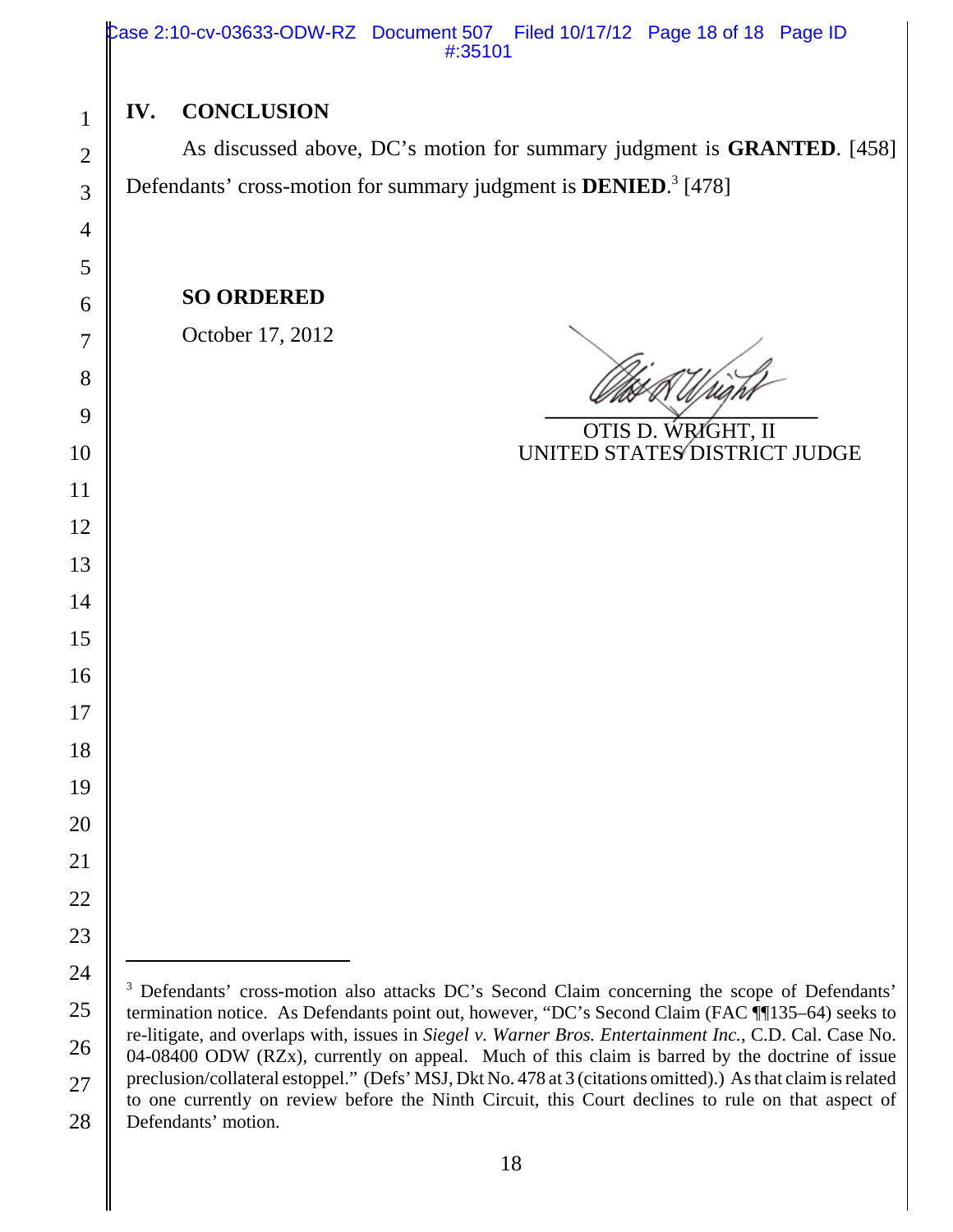## IV. CONCLUSION

As discussed above, DC's motion for summary judgment is **GRANTED**. [458] Defendants' cross-motion for summary judgment is **DENIED**.[3] [478]

**SO ORDERED**

October 17, 2012

OTIS D. WRIGHT, II
UNITED STATES DISTRICT JUDGE

---

[3] Defendants' cross-motion also attacks DC's Second Claim concerning the scope of Defendants' termination notice. As Defendants point out, however, "DC's Second Claim (FAC ¶¶135–64) seeks to re-litigate, and overlaps with, issues in *Siegel v. Warner Bros. Entertainment Inc.*, C.D. Cal. Case No. 04-08400 ODW (RZx), currently on appeal. Much of this claim is barred by the doctrine of issue preclusion/collateral estoppel." (Defs' MSJ, Dkt No. 478 at 3 (citations omitted).) As that claim is related to one currently on review before the Ninth Circuit, this Court declines to rule on that aspect of Defendants' motion.